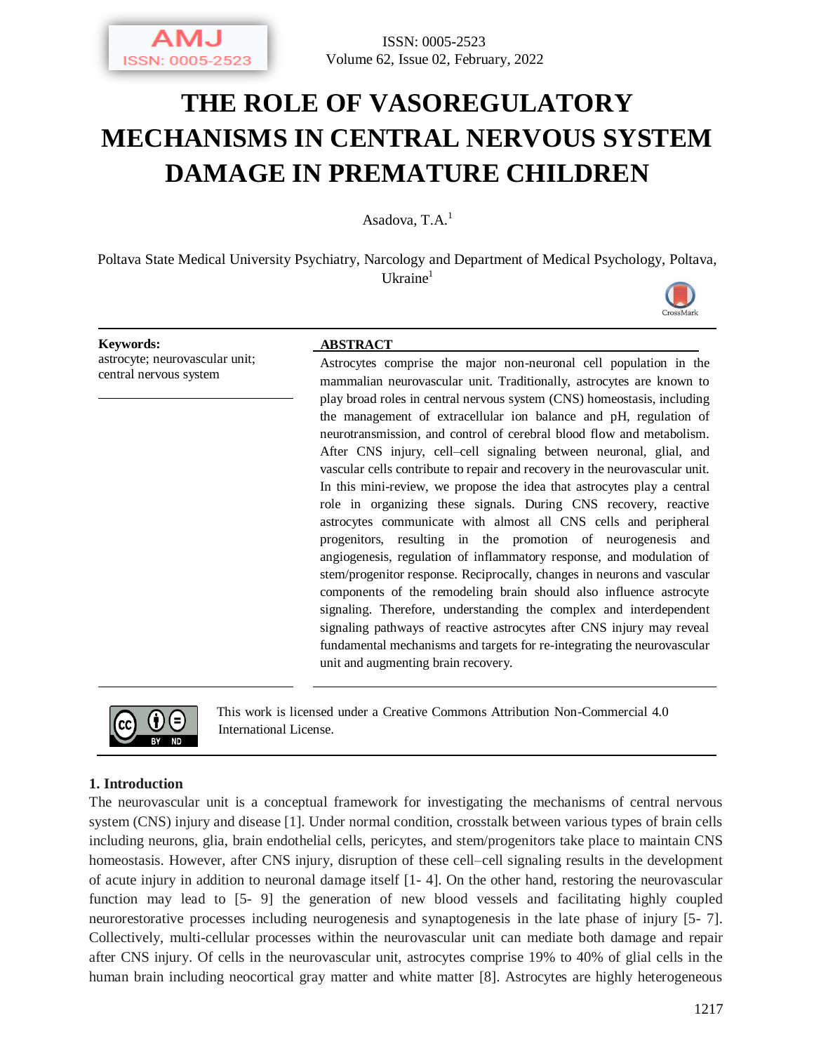# THE ROLE OF VASOREGULATORY MECHANISMS IN CENTRAL NERVOUS SYSTEM DAMAGE IN PREMATURE CHILDREN

Asadova, T.A.[1]

Poltava State Medical University Psychiatry, Narcology and Department of Medical Psychology, Poltava, Ukraine[1]

**Keywords:**
astrocyte; neurovascular unit; central nervous system

**ABSTRACT**

Astrocytes comprise the major non-neuronal cell population in the mammalian neurovascular unit. Traditionally, astrocytes are known to play broad roles in central nervous system (CNS) homeostasis, including the management of extracellular ion balance and pH, regulation of neurotransmission, and control of cerebral blood flow and metabolism. After CNS injury, cell–cell signaling between neuronal, glial, and vascular cells contribute to repair and recovery in the neurovascular unit. In this mini-review, we propose the idea that astrocytes play a central role in organizing these signals. During CNS recovery, reactive astrocytes communicate with almost all CNS cells and peripheral progenitors, resulting in the promotion of neurogenesis and angiogenesis, regulation of inflammatory response, and modulation of stem/progenitor response. Reciprocally, changes in neurons and vascular components of the remodeling brain should also influence astrocyte signaling. Therefore, understanding the complex and interdependent signaling pathways of reactive astrocytes after CNS injury may reveal fundamental mechanisms and targets for re-integrating the neurovascular unit and augmenting brain recovery.

This work is licensed under a Creative Commons Attribution Non-Commercial 4.0 International License.

## 1. Introduction

The neurovascular unit is a conceptual framework for investigating the mechanisms of central nervous system (CNS) injury and disease [1]. Under normal condition, crosstalk between various types of brain cells including neurons, glia, brain endothelial cells, pericytes, and stem/progenitors take place to maintain CNS homeostasis. However, after CNS injury, disruption of these cell–cell signaling results in the development of acute injury in addition to neuronal damage itself [1- 4]. On the other hand, restoring the neurovascular function may lead to [5- 9] the generation of new blood vessels and facilitating highly coupled neurorestorative processes including neurogenesis and synaptogenesis in the late phase of injury [5- 7]. Collectively, multi-cellular processes within the neurovascular unit can mediate both damage and repair after CNS injury. Of cells in the neurovascular unit, astrocytes comprise 19% to 40% of glial cells in the human brain including neocortical gray matter and white matter [8]. Astrocytes are highly heterogeneous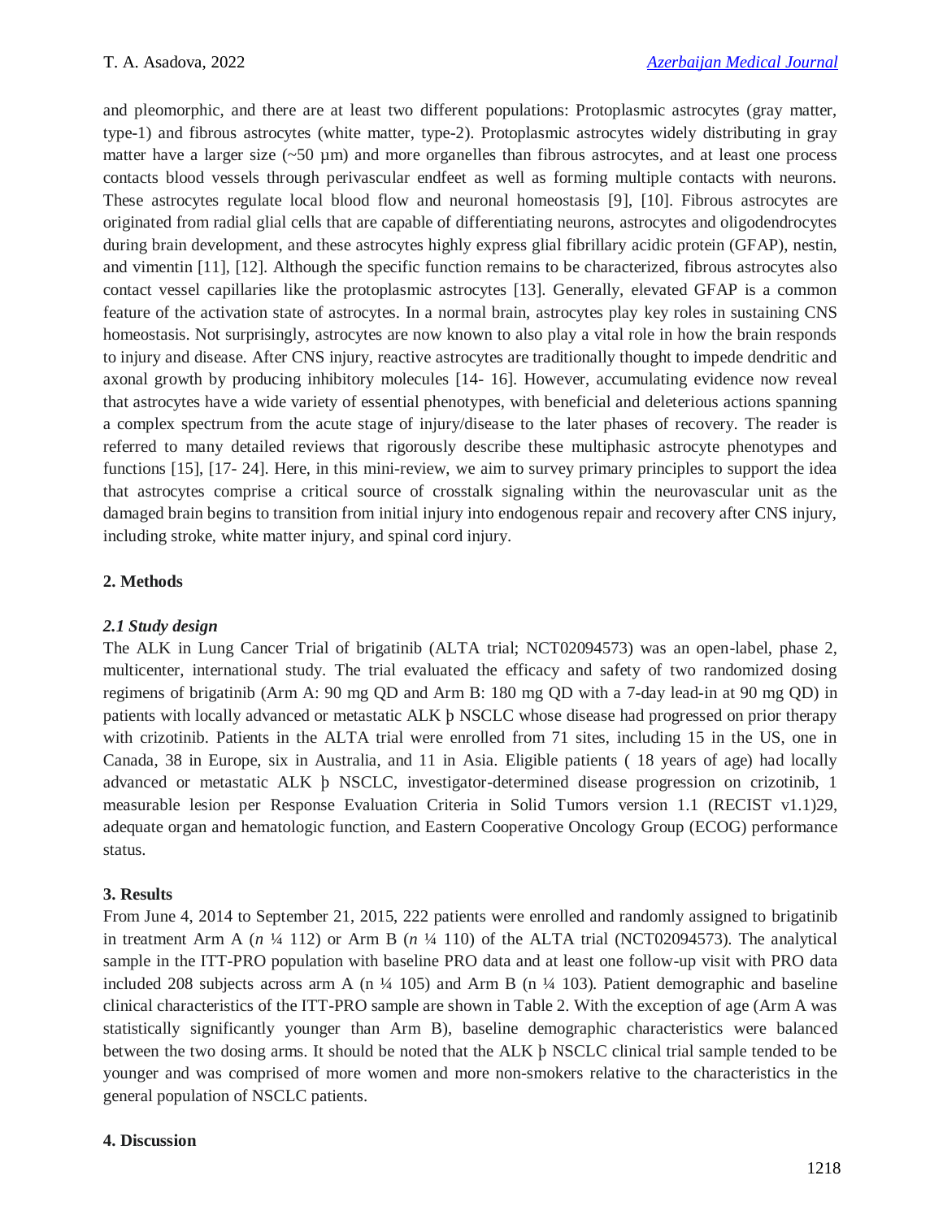and pleomorphic, and there are at least two different populations: Protoplasmic astrocytes (gray matter, type-1) and fibrous astrocytes (white matter, type-2). Protoplasmic astrocytes widely distributing in gray matter have a larger size (~50 µm) and more organelles than fibrous astrocytes, and at least one process contacts blood vessels through perivascular endfeet as well as forming multiple contacts with neurons. These astrocytes regulate local blood flow and neuronal homeostasis [9], [10]. Fibrous astrocytes are originated from radial glial cells that are capable of differentiating neurons, astrocytes and oligodendrocytes during brain development, and these astrocytes highly express glial fibrillary acidic protein (GFAP), nestin, and vimentin [11], [12]. Although the specific function remains to be characterized, fibrous astrocytes also contact vessel capillaries like the protoplasmic astrocytes [13]. Generally, elevated GFAP is a common feature of the activation state of astrocytes. In a normal brain, astrocytes play key roles in sustaining CNS homeostasis. Not surprisingly, astrocytes are now known to also play a vital role in how the brain responds to injury and disease. After CNS injury, reactive astrocytes are traditionally thought to impede dendritic and axonal growth by producing inhibitory molecules [14- 16]. However, accumulating evidence now reveal that astrocytes have a wide variety of essential phenotypes, with beneficial and deleterious actions spanning a complex spectrum from the acute stage of injury/disease to the later phases of recovery. The reader is referred to many detailed reviews that rigorously describe these multiphasic astrocyte phenotypes and functions [15], [17- 24]. Here, in this mini-review, we aim to survey primary principles to support the idea that astrocytes comprise a critical source of crosstalk signaling within the neurovascular unit as the damaged brain begins to transition from initial injury into endogenous repair and recovery after CNS injury, including stroke, white matter injury, and spinal cord injury.

## 2. Methods

### *2.1 Study design*

The ALK in Lung Cancer Trial of brigatinib (ALTA trial; NCT02094573) was an open-label, phase 2, multicenter, international study. The trial evaluated the efficacy and safety of two randomized dosing regimens of brigatinib (Arm A: 90 mg QD and Arm B: 180 mg QD with a 7-day lead-in at 90 mg QD) in patients with locally advanced or metastatic ALK þ NSCLC whose disease had progressed on prior therapy with crizotinib. Patients in the ALTA trial were enrolled from 71 sites, including 15 in the US, one in Canada, 38 in Europe, six in Australia, and 11 in Asia. Eligible patients ( 18 years of age) had locally advanced or metastatic ALK þ NSCLC, investigator-determined disease progression on crizotinib, 1 measurable lesion per Response Evaluation Criteria in Solid Tumors version 1.1 (RECIST v1.1)29, adequate organ and hematologic function, and Eastern Cooperative Oncology Group (ECOG) performance status.

## 3. Results

From June 4, 2014 to September 21, 2015, 222 patients were enrolled and randomly assigned to brigatinib in treatment Arm A (*n* ¼ 112) or Arm B (*n* ¼ 110) of the ALTA trial (NCT02094573). The analytical sample in the ITT-PRO population with baseline PRO data and at least one follow-up visit with PRO data included 208 subjects across arm A (n ¼ 105) and Arm B (n ¼ 103). Patient demographic and baseline clinical characteristics of the ITT-PRO sample are shown in Table 2. With the exception of age (Arm A was statistically significantly younger than Arm B), baseline demographic characteristics were balanced between the two dosing arms. It should be noted that the ALK þ NSCLC clinical trial sample tended to be younger and was comprised of more women and more non-smokers relative to the characteristics in the general population of NSCLC patients.

## 4. Discussion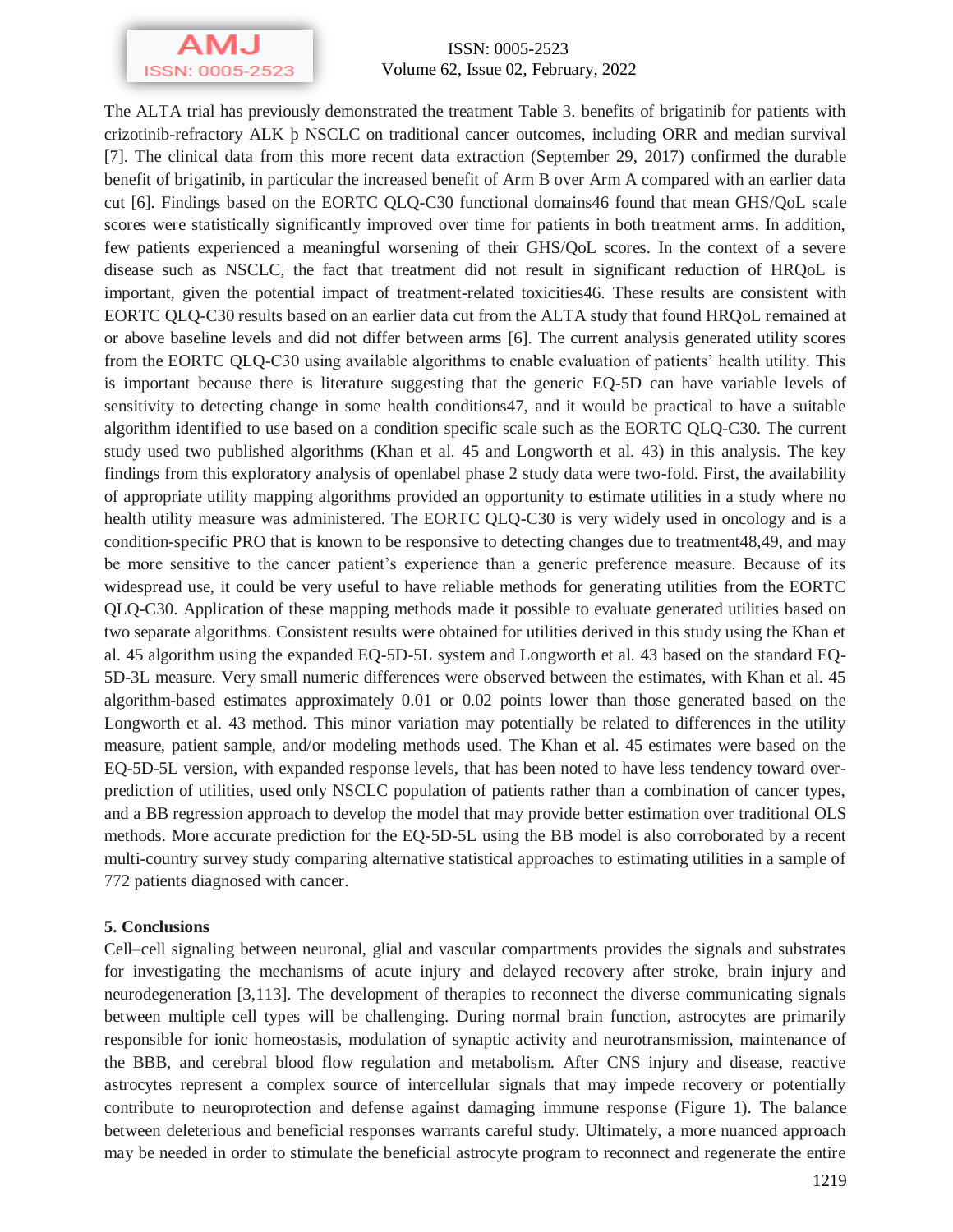The ALTA trial has previously demonstrated the treatment Table 3. benefits of brigatinib for patients with crizotinib-refractory ALK þ NSCLC on traditional cancer outcomes, including ORR and median survival [7]. The clinical data from this more recent data extraction (September 29, 2017) confirmed the durable benefit of brigatinib, in particular the increased benefit of Arm B over Arm A compared with an earlier data cut [6]. Findings based on the EORTC QLQ-C30 functional domains46 found that mean GHS/QoL scale scores were statistically significantly improved over time for patients in both treatment arms. In addition, few patients experienced a meaningful worsening of their GHS/QoL scores. In the context of a severe disease such as NSCLC, the fact that treatment did not result in significant reduction of HRQoL is important, given the potential impact of treatment-related toxicities46. These results are consistent with EORTC QLQ-C30 results based on an earlier data cut from the ALTA study that found HRQoL remained at or above baseline levels and did not differ between arms [6]. The current analysis generated utility scores from the EORTC QLQ-C30 using available algorithms to enable evaluation of patients' health utility. This is important because there is literature suggesting that the generic EQ-5D can have variable levels of sensitivity to detecting change in some health conditions47, and it would be practical to have a suitable algorithm identified to use based on a condition specific scale such as the EORTC QLQ-C30. The current study used two published algorithms (Khan et al. 45 and Longworth et al. 43) in this analysis. The key findings from this exploratory analysis of openlabel phase 2 study data were two-fold. First, the availability of appropriate utility mapping algorithms provided an opportunity to estimate utilities in a study where no health utility measure was administered. The EORTC QLQ-C30 is very widely used in oncology and is a condition-specific PRO that is known to be responsive to detecting changes due to treatment48,49, and may be more sensitive to the cancer patient's experience than a generic preference measure. Because of its widespread use, it could be very useful to have reliable methods for generating utilities from the EORTC QLQ-C30. Application of these mapping methods made it possible to evaluate generated utilities based on two separate algorithms. Consistent results were obtained for utilities derived in this study using the Khan et al. 45 algorithm using the expanded EQ-5D-5L system and Longworth et al. 43 based on the standard EQ-5D-3L measure. Very small numeric differences were observed between the estimates, with Khan et al. 45 algorithm-based estimates approximately 0.01 or 0.02 points lower than those generated based on the Longworth et al. 43 method. This minor variation may potentially be related to differences in the utility measure, patient sample, and/or modeling methods used. The Khan et al. 45 estimates were based on the EQ-5D-5L version, with expanded response levels, that has been noted to have less tendency toward over-prediction of utilities, used only NSCLC population of patients rather than a combination of cancer types, and a BB regression approach to develop the model that may provide better estimation over traditional OLS methods. More accurate prediction for the EQ-5D-5L using the BB model is also corroborated by a recent multi-country survey study comparing alternative statistical approaches to estimating utilities in a sample of 772 patients diagnosed with cancer.

## 5. Conclusions

Cell–cell signaling between neuronal, glial and vascular compartments provides the signals and substrates for investigating the mechanisms of acute injury and delayed recovery after stroke, brain injury and neurodegeneration [3,113]. The development of therapies to reconnect the diverse communicating signals between multiple cell types will be challenging. During normal brain function, astrocytes are primarily responsible for ionic homeostasis, modulation of synaptic activity and neurotransmission, maintenance of the BBB, and cerebral blood flow regulation and metabolism. After CNS injury and disease, reactive astrocytes represent a complex source of intercellular signals that may impede recovery or potentially contribute to neuroprotection and defense against damaging immune response (Figure 1). The balance between deleterious and beneficial responses warrants careful study. Ultimately, a more nuanced approach may be needed in order to stimulate the beneficial astrocyte program to reconnect and regenerate the entire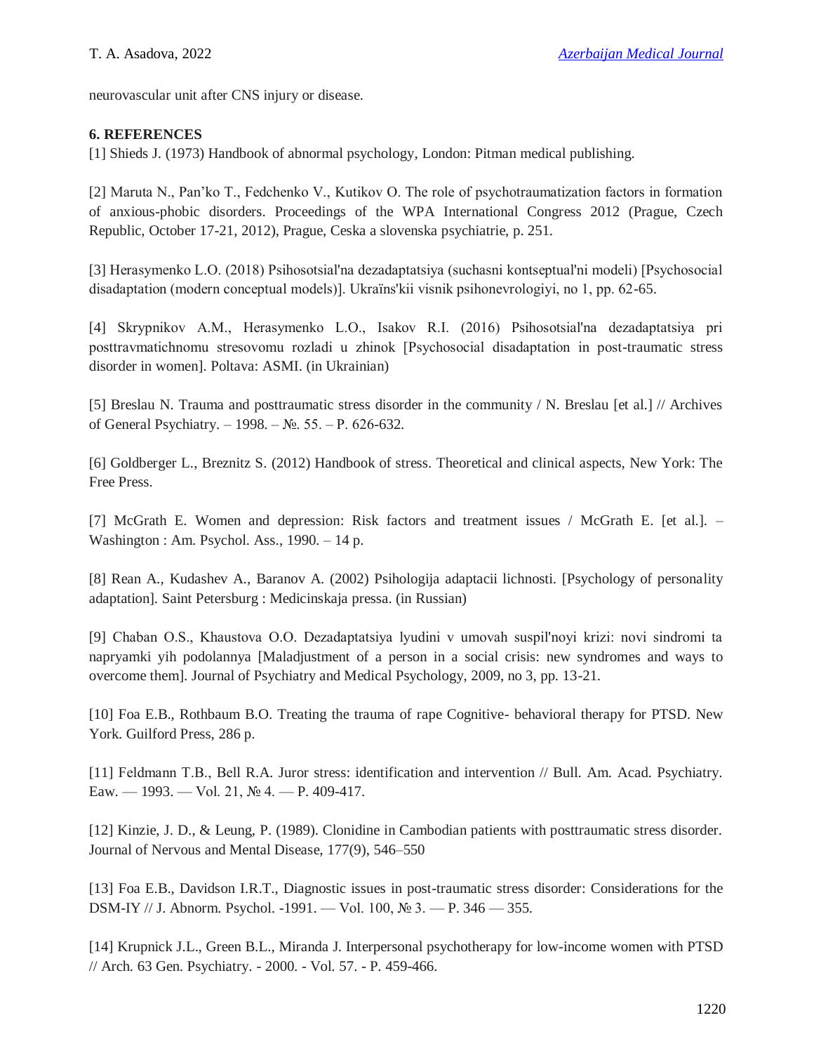neurovascular unit after CNS injury or disease.

**6. REFERENCES**

[1] Shieds J. (1973) Handbook of abnormal psychology, London: Pitman medical publishing.

[2] Maruta N., Pan'ko T., Fedchenko V., Kutikov O. The role of psychotraumatization factors in formation of anxious-phobic disorders. Proceedings of the WPA International Congress 2012 (Prague, Czech Republic, October 17-21, 2012), Prague, Ceska a slovenska psychiatrie, p. 251.

[3] Herasymenko L.O. (2018) Psihosotsial'na dezadaptatsiya (suchasni kontseptual'ni modeli) [Psychosocial disadaptation (modern conceptual models)]. Ukraïns'kii visnik psihonevrologiyi, no 1, pp. 62-65.

[4] Skrypnikov A.M., Herasymenko L.O., Isakov R.I. (2016) Psihosotsial'na dezadaptatsiya pri posttravmatichnomu stresovomu rozladi u zhinok [Psychosocial disadaptation in post-traumatic stress disorder in women]. Poltava: ASMI. (in Ukrainian)

[5] Breslau N. Trauma and posttraumatic stress disorder in the community / N. Breslau [et al.] // Archives of General Psychiatry. – 1998. – №. 55. – P. 626-632.

[6] Goldberger L., Breznitz S. (2012) Handbook of stress. Theoretical and clinical aspects, New York: The Free Press.

[7] McGrath E. Women and depression: Risk factors and treatment issues / McGrath E. [et al.]. – Washington : Am. Psychol. Ass., 1990. – 14 p.

[8] Rean A., Kudashev A., Baranov A. (2002) Psihologija adaptacii lichnosti. [Psychology of personality adaptation]. Saint Petersburg : Medicinskaja pressa. (in Russian)

[9] Chaban O.S., Khaustova O.O. Dezadaptatsiya lyudini v umovah suspil'noyi krizi: novi sindromi ta napryamki yih podolannya [Maladjustment of a person in a social crisis: new syndromes and ways to overcome them]. Journal of Psychiatry and Medical Psychology, 2009, no 3, pp. 13-21.

[10] Foa E.B., Rothbaum B.O. Treating the trauma of rape Cognitive- behavioral therapy for PTSD. New York. Guilford Press, 286 p.

[11] Feldmann T.B., Bell R.A. Juror stress: identification and intervention // Bull. Am. Acad. Psychiatry. Eaw. — 1993. — Vol. 21, № 4. — P. 409-417.

[12] Kinzie, J. D., & Leung, P. (1989). Clonidine in Cambodian patients with posttraumatic stress disorder. Journal of Nervous and Mental Disease, 177(9), 546–550

[13] Foa E.B., Davidson I.R.T., Diagnostic issues in post-traumatic stress disorder: Considerations for the DSM-IY // J. Abnorm. Psychol. -1991. — Vol. 100, № 3. — P. 346 — 355.

[14] Krupnick J.L., Green B.L., Miranda J. Interpersonal psychotherapy for low-income women with PTSD // Arch. 63 Gen. Psychiatry. - 2000. - Vol. 57. - P. 459-466.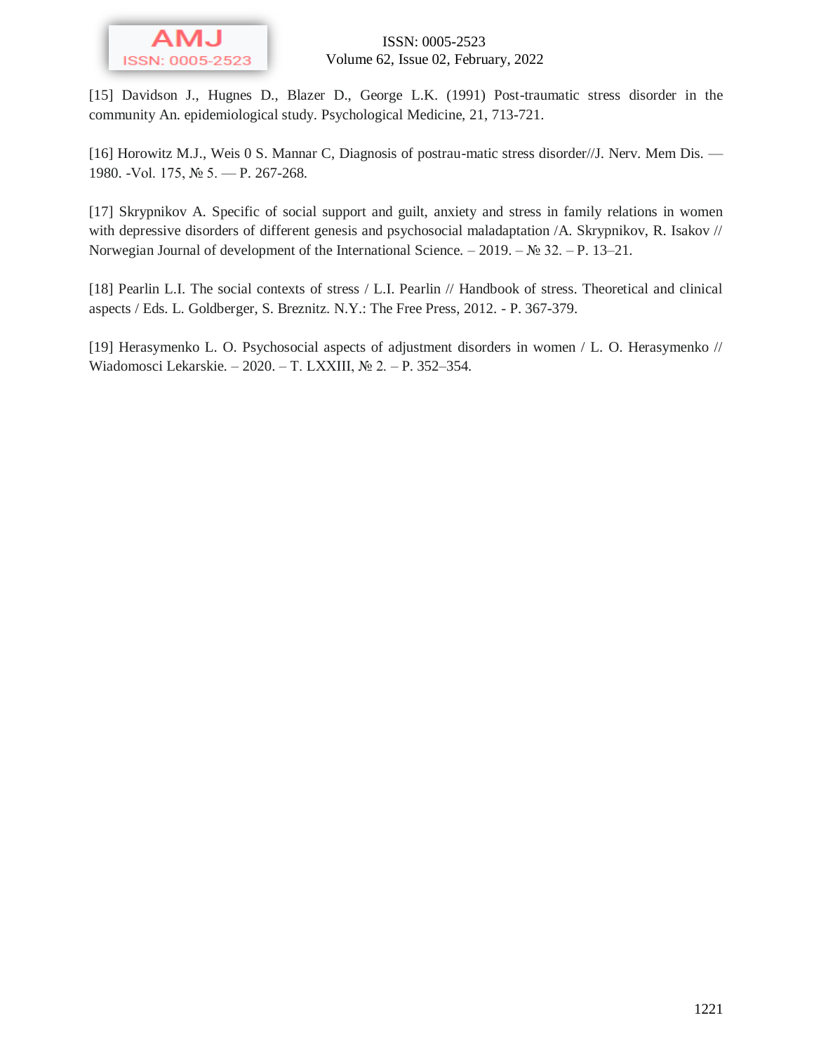[15] Davidson J., Hugnes D., Blazer D., George L.K. (1991) Post-traumatic stress disorder in the community An. epidemiological study. Psychological Medicine, 21, 713-721.

[16] Horowitz M.J., Weis 0 S. Mannar C, Diagnosis of postrau-matic stress disorder//J. Nerv. Mem Dis. — 1980. -Vol. 175, № 5. — P. 267-268.

[17] Skrypnikov A. Specific of social support and guilt, anxiety and stress in family relations in women with depressive disorders of different genesis and psychosocial maladaptation /A. Skrypnikov, R. Isakov // Norwegian Journal of development of the International Science. – 2019. – № 32. – P. 13–21.

[18] Pearlin L.I. The social contexts of stress / L.I. Pearlin // Handbook of stress. Theoretical and clinical aspects / Eds. L. Goldberger, S. Breznitz. N.Y.: The Free Press, 2012. - P. 367-379.

[19] Herasymenko L. O. Psychosocial aspects of adjustment disorders in women / L. O. Herasymenko // Wiadomosci Lekarskie. – 2020. – T. LXXIII, № 2. – P. 352–354.